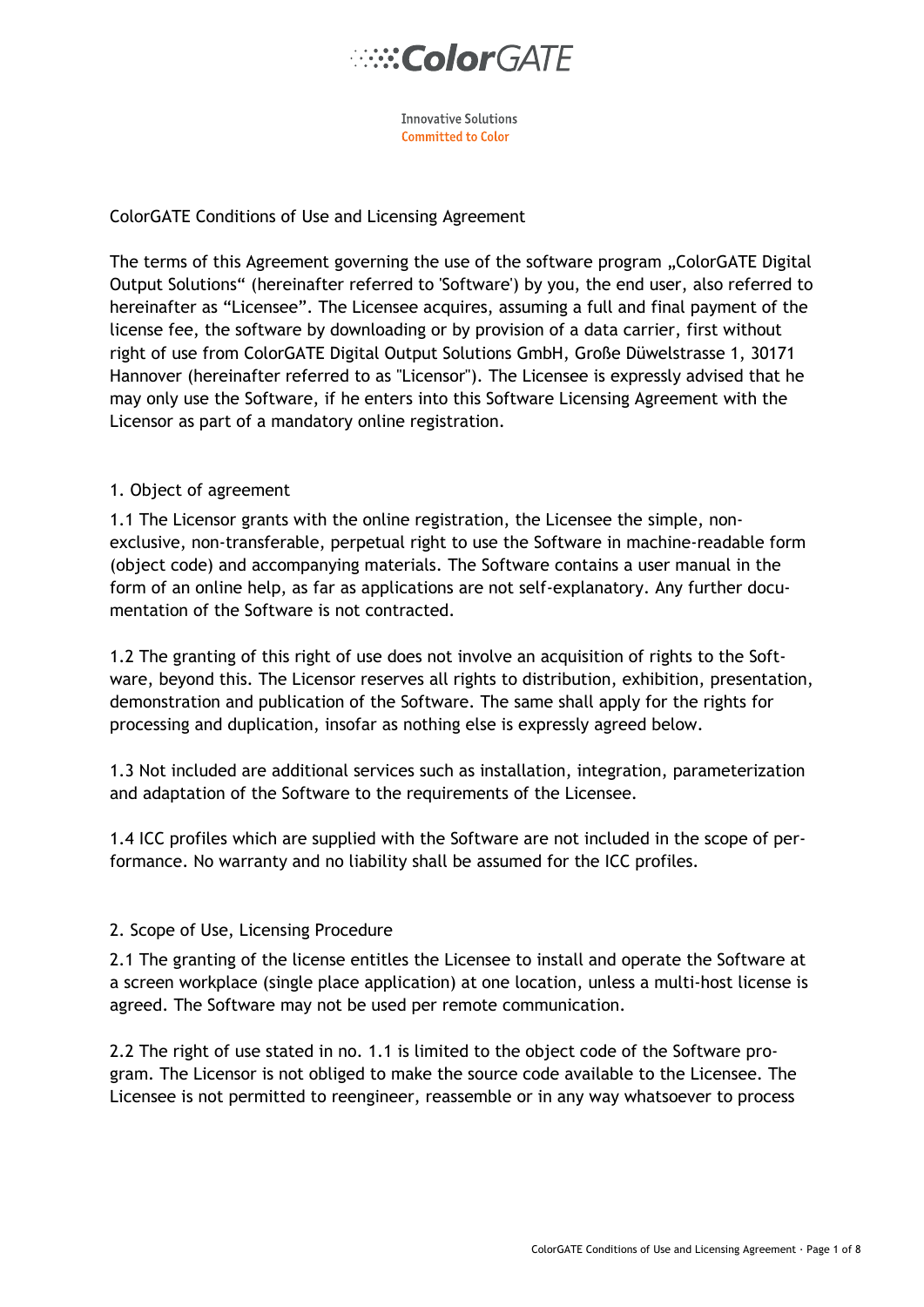ColorGATE

Innovative Solutions
Committed to Color

# ColorGATE Conditions of Use and Licensing Agreement

The terms of this Agreement governing the use of the software program „ColorGATE Digital Output Solutions“ (hereinafter referred to 'Software') by you, the end user, also referred to hereinafter as “Licensee”. The Licensee acquires, assuming a full and final payment of the license fee, the software by downloading or by provision of a data carrier, first without right of use from ColorGATE Digital Output Solutions GmbH, Große Düwelstrasse 1, 30171 Hannover (hereinafter referred to as "Licensor"). The Licensee is expressly advised that he may only use the Software, if he enters into this Software Licensing Agreement with the Licensor as part of a mandatory online registration.

## 1. Object of agreement

1.1 The Licensor grants with the online registration, the Licensee the simple, non-exclusive, non-transferable, perpetual right to use the Software in machine-readable form (object code) and accompanying materials. The Software contains a user manual in the form of an online help, as far as applications are not self-explanatory. Any further documentation of the Software is not contracted.

1.2 The granting of this right of use does not involve an acquisition of rights to the Software, beyond this. The Licensor reserves all rights to distribution, exhibition, presentation, demonstration and publication of the Software. The same shall apply for the rights for processing and duplication, insofar as nothing else is expressly agreed below.

1.3 Not included are additional services such as installation, integration, parameterization and adaptation of the Software to the requirements of the Licensee.

1.4 ICC profiles which are supplied with the Software are not included in the scope of performance. No warranty and no liability shall be assumed for the ICC profiles.

## 2. Scope of Use, Licensing Procedure

2.1 The granting of the license entitles the Licensee to install and operate the Software at a screen workplace (single place application) at one location, unless a multi-host license is agreed. The Software may not be used per remote communication.

2.2 The right of use stated in no. 1.1 is limited to the object code of the Software program. The Licensor is not obliged to make the source code available to the Licensee. The Licensee is not permitted to reengineer, reassemble or in any way whatsoever to process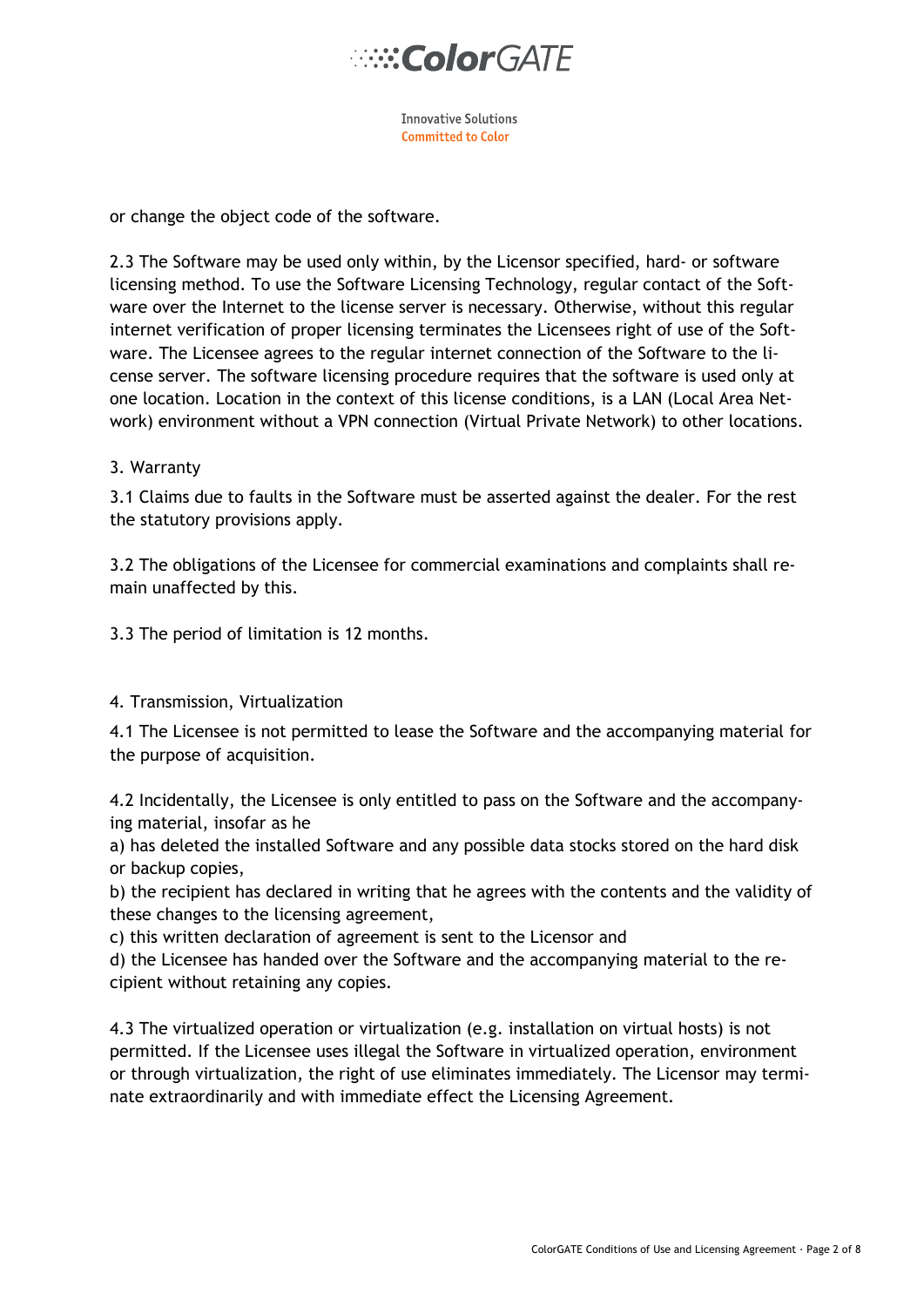or change the object code of the software.

2.3 The Software may be used only within, by the Licensor specified, hard- or software licensing method. To use the Software Licensing Technology, regular contact of the Software over the Internet to the license server is necessary. Otherwise, without this regular internet verification of proper licensing terminates the Licensees right of use of the Software. The Licensee agrees to the regular internet connection of the Software to the license server. The software licensing procedure requires that the software is used only at one location. Location in the context of this license conditions, is a LAN (Local Area Network) environment without a VPN connection (Virtual Private Network) to other locations.

## 3. Warranty

3.1 Claims due to faults in the Software must be asserted against the dealer. For the rest the statutory provisions apply.

3.2 The obligations of the Licensee for commercial examinations and complaints shall remain unaffected by this.

3.3 The period of limitation is 12 months.

## 4. Transmission, Virtualization

4.1 The Licensee is not permitted to lease the Software and the accompanying material for the purpose of acquisition.

4.2 Incidentally, the Licensee is only entitled to pass on the Software and the accompanying material, insofar as he

a) has deleted the installed Software and any possible data stocks stored on the hard disk or backup copies,
b) the recipient has declared in writing that he agrees with the contents and the validity of these changes to the licensing agreement,
c) this written declaration of agreement is sent to the Licensor and
d) the Licensee has handed over the Software and the accompanying material to the recipient without retaining any copies.

4.3 The virtualized operation or virtualization (e.g. installation on virtual hosts) is not permitted. If the Licensee uses illegal the Software in virtualized operation, environment or through virtualization, the right of use eliminates immediately. The Licensor may terminate extraordinarily and with immediate effect the Licensing Agreement.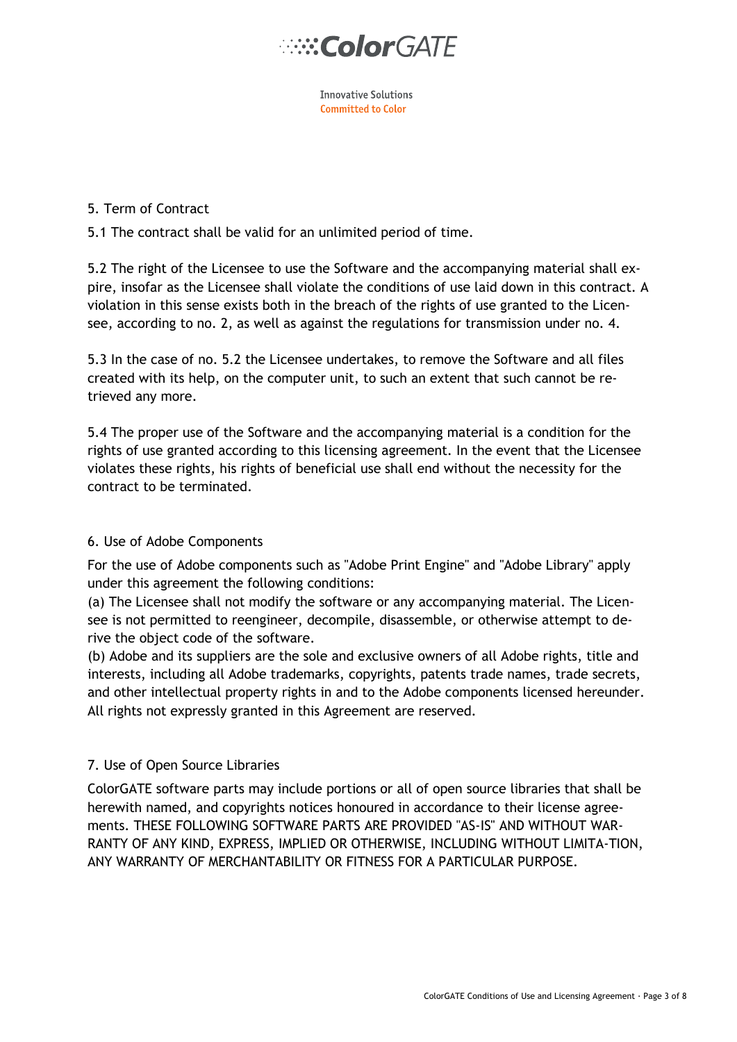## 5. Term of Contract

5.1 The contract shall be valid for an unlimited period of time.

5.2 The right of the Licensee to use the Software and the accompanying material shall expire, insofar as the Licensee shall violate the conditions of use laid down in this contract. A violation in this sense exists both in the breach of the rights of use granted to the Licensee, according to no. 2, as well as against the regulations for transmission under no. 4.

5.3 In the case of no. 5.2 the Licensee undertakes, to remove the Software and all files created with its help, on the computer unit, to such an extent that such cannot be retrieved any more.

5.4 The proper use of the Software and the accompanying material is a condition for the rights of use granted according to this licensing agreement. In the event that the Licensee violates these rights, his rights of beneficial use shall end without the necessity for the contract to be terminated.

## 6. Use of Adobe Components

For the use of Adobe components such as "Adobe Print Engine" and "Adobe Library" apply under this agreement the following conditions:
(a) The Licensee shall not modify the software or any accompanying material. The Licensee is not permitted to reengineer, decompile, disassemble, or otherwise attempt to derive the object code of the software.
(b) Adobe and its suppliers are the sole and exclusive owners of all Adobe rights, title and interests, including all Adobe trademarks, copyrights, patents trade names, trade secrets, and other intellectual property rights in and to the Adobe components licensed hereunder. All rights not expressly granted in this Agreement are reserved.

## 7. Use of Open Source Libraries

ColorGATE software parts may include portions or all of open source libraries that shall be herewith named, and copyrights notices honoured in accordance to their license agreements. THESE FOLLOWING SOFTWARE PARTS ARE PROVIDED "AS-IS" AND WITHOUT WARRANTY OF ANY KIND, EXPRESS, IMPLIED OR OTHERWISE, INCLUDING WITHOUT LIMITA-TION, ANY WARRANTY OF MERCHANTABILITY OR FITNESS FOR A PARTICULAR PURPOSE.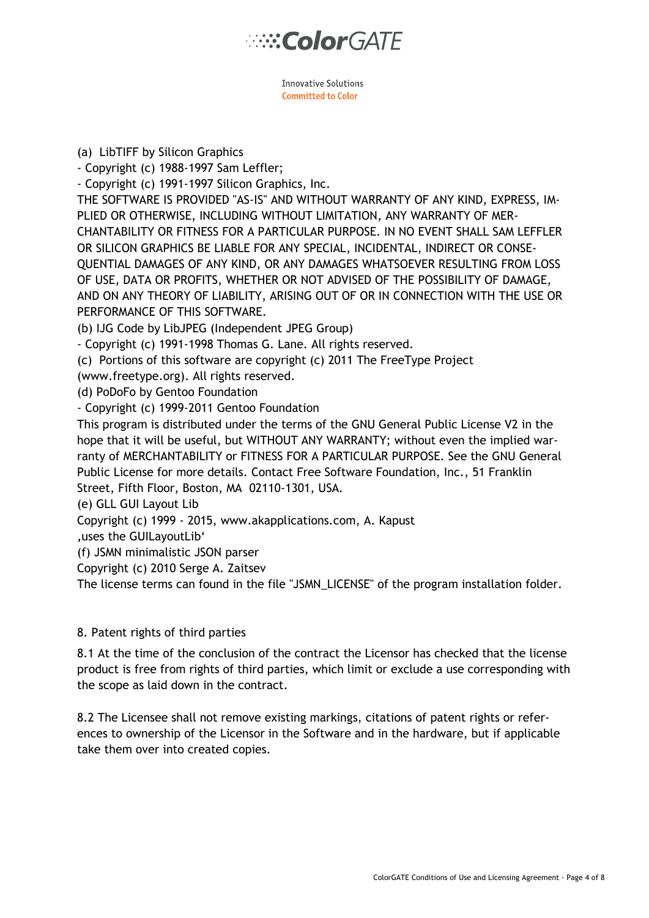(a) LibTIFF by Silicon Graphics

- Copyright (c) 1988-1997 Sam Leffler;
- Copyright (c) 1991-1997 Silicon Graphics, Inc.

THE SOFTWARE IS PROVIDED "AS-IS" AND WITHOUT WARRANTY OF ANY KIND, EXPRESS, IMPLIED OR OTHERWISE, INCLUDING WITHOUT LIMITATION, ANY WARRANTY OF MERCHANTABILITY OR FITNESS FOR A PARTICULAR PURPOSE. IN NO EVENT SHALL SAM LEFFLER OR SILICON GRAPHICS BE LIABLE FOR ANY SPECIAL, INCIDENTAL, INDIRECT OR CONSEQUENTIAL DAMAGES OF ANY KIND, OR ANY DAMAGES WHATSOEVER RESULTING FROM LOSS OF USE, DATA OR PROFITS, WHETHER OR NOT ADVISED OF THE POSSIBILITY OF DAMAGE, AND ON ANY THEORY OF LIABILITY, ARISING OUT OF OR IN CONNECTION WITH THE USE OR PERFORMANCE OF THIS SOFTWARE.

(b) IJG Code by LibJPEG (Independent JPEG Group)

- Copyright (c) 1991-1998 Thomas G. Lane. All rights reserved.

(c) Portions of this software are copyright (c) 2011 The FreeType Project (www.freetype.org). All rights reserved.

(d) PoDoFo by Gentoo Foundation

- Copyright (c) 1999-2011 Gentoo Foundation

This program is distributed under the terms of the GNU General Public License V2 in the hope that it will be useful, but WITHOUT ANY WARRANTY; without even the implied warranty of MERCHANTABILITY or FITNESS FOR A PARTICULAR PURPOSE. See the GNU General Public License for more details. Contact Free Software Foundation, Inc., 51 Franklin Street, Fifth Floor, Boston, MA 02110-1301, USA.

(e) GLL GUI Layout Lib

Copyright (c) 1999 - 2015, www.akapplications.com, A. Kapust

‚uses the GUILayoutLib‘

(f) JSMN minimalistic JSON parser

Copyright (c) 2010 Serge A. Zaitsev

The license terms can found in the file "JSMN_LICENSE" of the program installation folder.

8. Patent rights of third parties

8.1 At the time of the conclusion of the contract the Licensor has checked that the license product is free from rights of third parties, which limit or exclude a use corresponding with the scope as laid down in the contract.

8.2 The Licensee shall not remove existing markings, citations of patent rights or references to ownership of the Licensor in the Software and in the hardware, but if applicable take them over into created copies.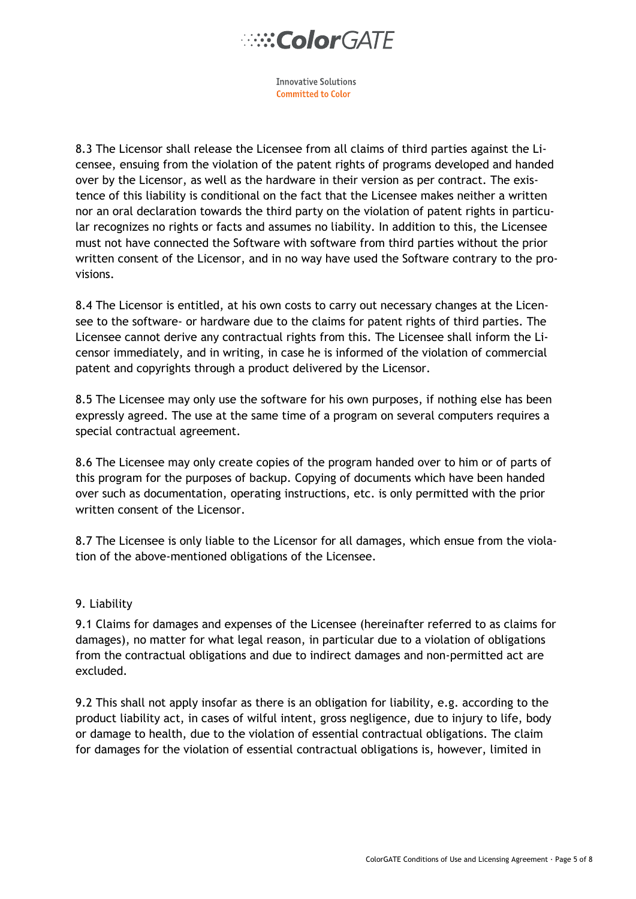8.3 The Licensor shall release the Licensee from all claims of third parties against the Licensee, ensuing from the violation of the patent rights of programs developed and handed over by the Licensor, as well as the hardware in their version as per contract. The existence of this liability is conditional on the fact that the Licensee makes neither a written nor an oral declaration towards the third party on the violation of patent rights in particular recognizes no rights or facts and assumes no liability. In addition to this, the Licensee must not have connected the Software with software from third parties without the prior written consent of the Licensor, and in no way have used the Software contrary to the provisions.

8.4 The Licensor is entitled, at his own costs to carry out necessary changes at the Licensee to the software- or hardware due to the claims for patent rights of third parties. The Licensee cannot derive any contractual rights from this. The Licensee shall inform the Licensor immediately, and in writing, in case he is informed of the violation of commercial patent and copyrights through a product delivered by the Licensor.

8.5 The Licensee may only use the software for his own purposes, if nothing else has been expressly agreed. The use at the same time of a program on several computers requires a special contractual agreement.

8.6 The Licensee may only create copies of the program handed over to him or of parts of this program for the purposes of backup. Copying of documents which have been handed over such as documentation, operating instructions, etc. is only permitted with the prior written consent of the Licensor.

8.7 The Licensee is only liable to the Licensor for all damages, which ensue from the violation of the above-mentioned obligations of the Licensee.

## 9. Liability

9.1 Claims for damages and expenses of the Licensee (hereinafter referred to as claims for damages), no matter for what legal reason, in particular due to a violation of obligations from the contractual obligations and due to indirect damages and non-permitted act are excluded.

9.2 This shall not apply insofar as there is an obligation for liability, e.g. according to the product liability act, in cases of wilful intent, gross negligence, due to injury to life, body or damage to health, due to the violation of essential contractual obligations. The claim for damages for the violation of essential contractual obligations is, however, limited in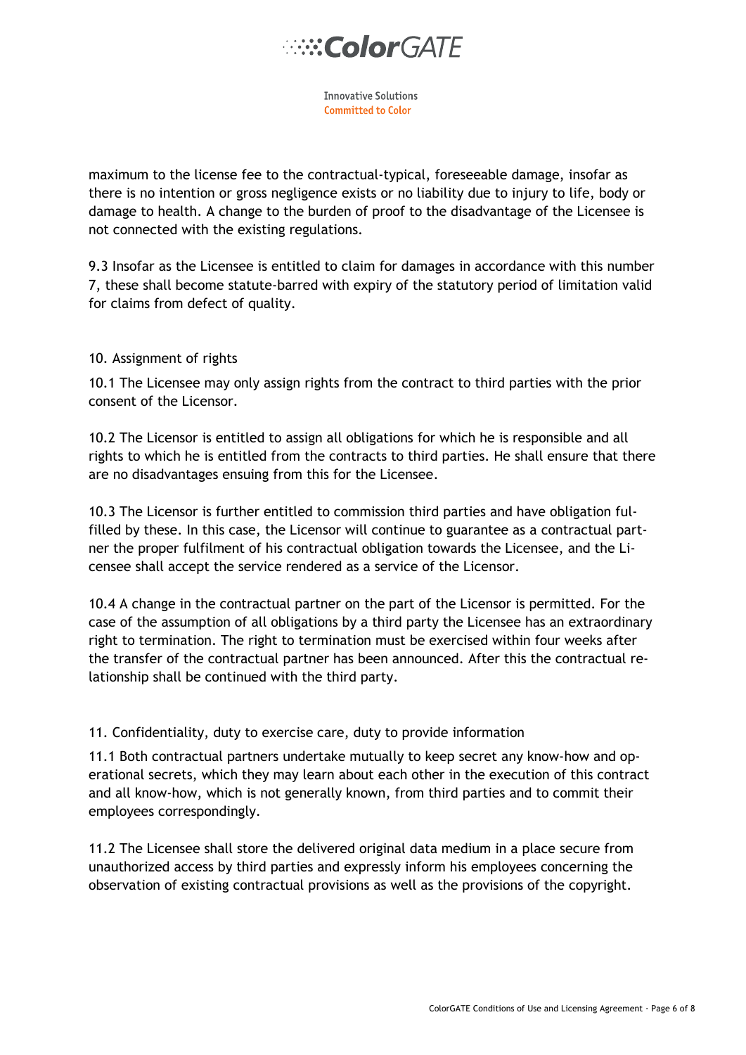maximum to the license fee to the contractual-typical, foreseeable damage, insofar as there is no intention or gross negligence exists or no liability due to injury to life, body or damage to health. A change to the burden of proof to the disadvantage of the Licensee is not connected with the existing regulations.

9.3 Insofar as the Licensee is entitled to claim for damages in accordance with this number 7, these shall become statute-barred with expiry of the statutory period of limitation valid for claims from defect of quality.

## 10. Assignment of rights

10.1 The Licensee may only assign rights from the contract to third parties with the prior consent of the Licensor.

10.2 The Licensor is entitled to assign all obligations for which he is responsible and all rights to which he is entitled from the contracts to third parties. He shall ensure that there are no disadvantages ensuing from this for the Licensee.

10.3 The Licensor is further entitled to commission third parties and have obligation fulfilled by these. In this case, the Licensor will continue to guarantee as a contractual partner the proper fulfilment of his contractual obligation towards the Licensee, and the Licensee shall accept the service rendered as a service of the Licensor.

10.4 A change in the contractual partner on the part of the Licensor is permitted. For the case of the assumption of all obligations by a third party the Licensee has an extraordinary right to termination. The right to termination must be exercised within four weeks after the transfer of the contractual partner has been announced. After this the contractual relationship shall be continued with the third party.

## 11. Confidentiality, duty to exercise care, duty to provide information

11.1 Both contractual partners undertake mutually to keep secret any know-how and operational secrets, which they may learn about each other in the execution of this contract and all know-how, which is not generally known, from third parties and to commit their employees correspondingly.

11.2 The Licensee shall store the delivered original data medium in a place secure from unauthorized access by third parties and expressly inform his employees concerning the observation of existing contractual provisions as well as the provisions of the copyright.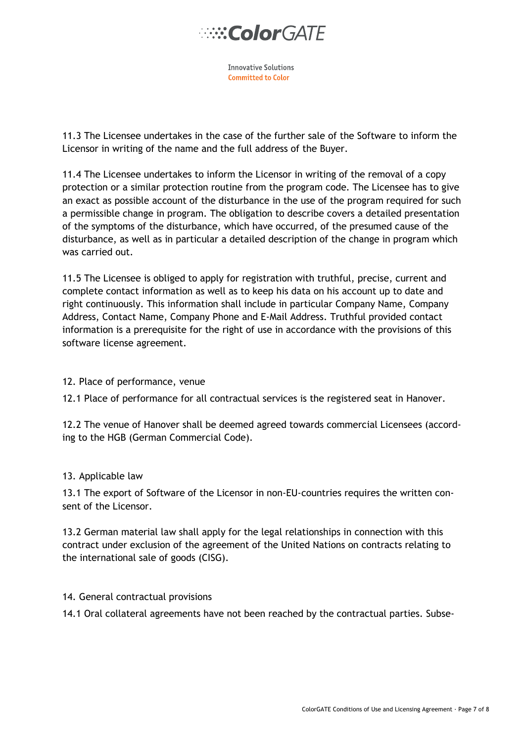11.3 The Licensee undertakes in the case of the further sale of the Software to inform the Licensor in writing of the name and the full address of the Buyer.

11.4 The Licensee undertakes to inform the Licensor in writing of the removal of a copy protection or a similar protection routine from the program code. The Licensee has to give an exact as possible account of the disturbance in the use of the program required for such a permissible change in program. The obligation to describe covers a detailed presentation of the symptoms of the disturbance, which have occurred, of the presumed cause of the disturbance, as well as in particular a detailed description of the change in program which was carried out.

11.5 The Licensee is obliged to apply for registration with truthful, precise, current and complete contact information as well as to keep his data on his account up to date and right continuously. This information shall include in particular Company Name, Company Address, Contact Name, Company Phone and E-Mail Address. Truthful provided contact information is a prerequisite for the right of use in accordance with the provisions of this software license agreement.

## 12. Place of performance, venue

12.1 Place of performance for all contractual services is the registered seat in Hanover.

12.2 The venue of Hanover shall be deemed agreed towards commercial Licensees (according to the HGB (German Commercial Code).

## 13. Applicable law

13.1 The export of Software of the Licensor in non-EU-countries requires the written consent of the Licensor.

13.2 German material law shall apply for the legal relationships in connection with this contract under exclusion of the agreement of the United Nations on contracts relating to the international sale of goods (CISG).

## 14. General contractual provisions

14.1 Oral collateral agreements have not been reached by the contractual parties. Subse-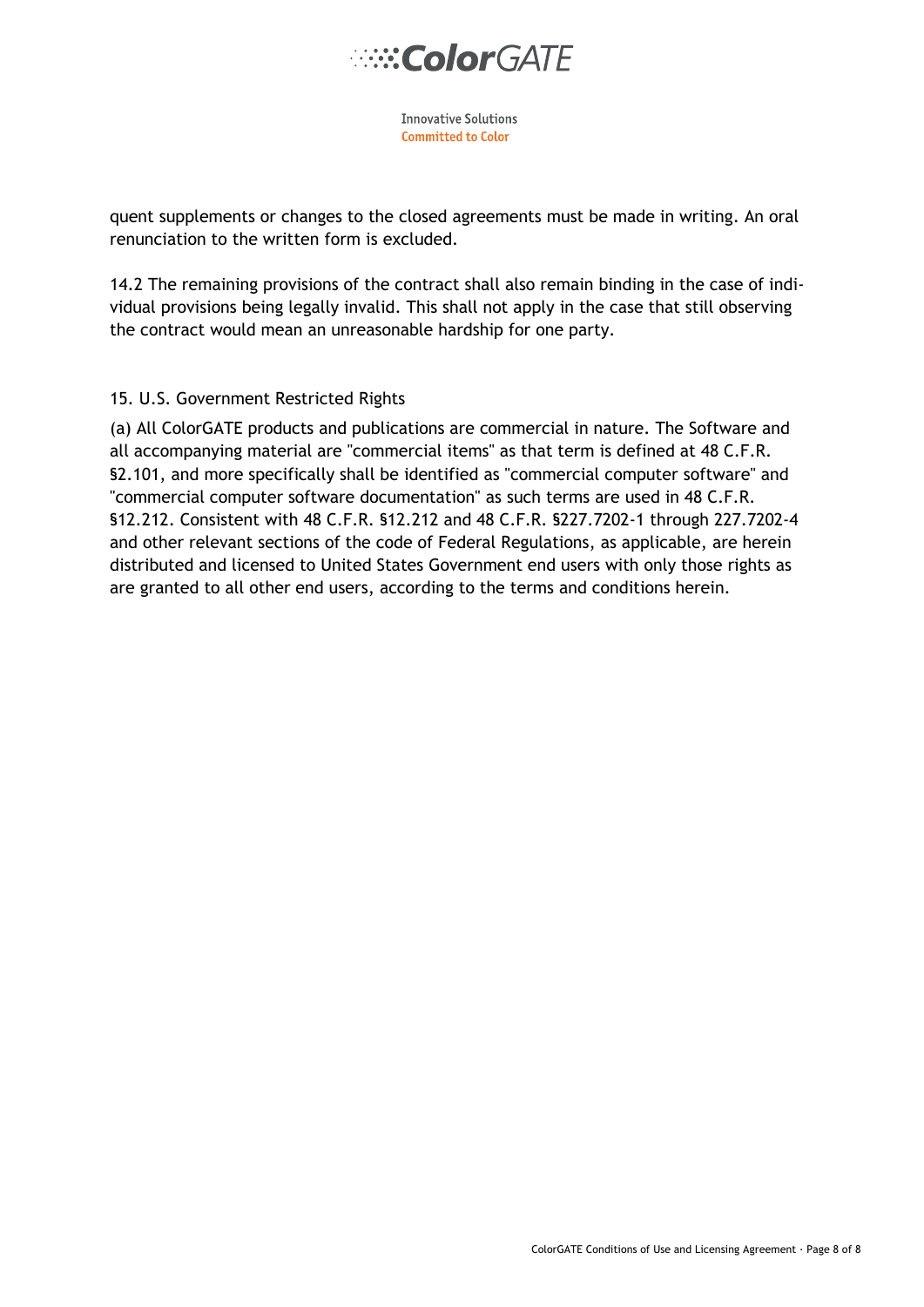quent supplements or changes to the closed agreements must be made in writing. An oral renunciation to the written form is excluded.

14.2 The remaining provisions of the contract shall also remain binding in the case of individual provisions being legally invalid. This shall not apply in the case that still observing the contract would mean an unreasonable hardship for one party.

## 15. U.S. Government Restricted Rights

(a) All ColorGATE products and publications are commercial in nature. The Software and all accompanying material are "commercial items" as that term is defined at 48 C.F.R. §2.101, and more specifically shall be identified as "commercial computer software" and "commercial computer software documentation" as such terms are used in 48 C.F.R. §12.212. Consistent with 48 C.F.R. §12.212 and 48 C.F.R. §227.7202-1 through 227.7202-4 and other relevant sections of the code of Federal Regulations, as applicable, are herein distributed and licensed to United States Government end users with only those rights as are granted to all other end users, according to the terms and conditions herein.